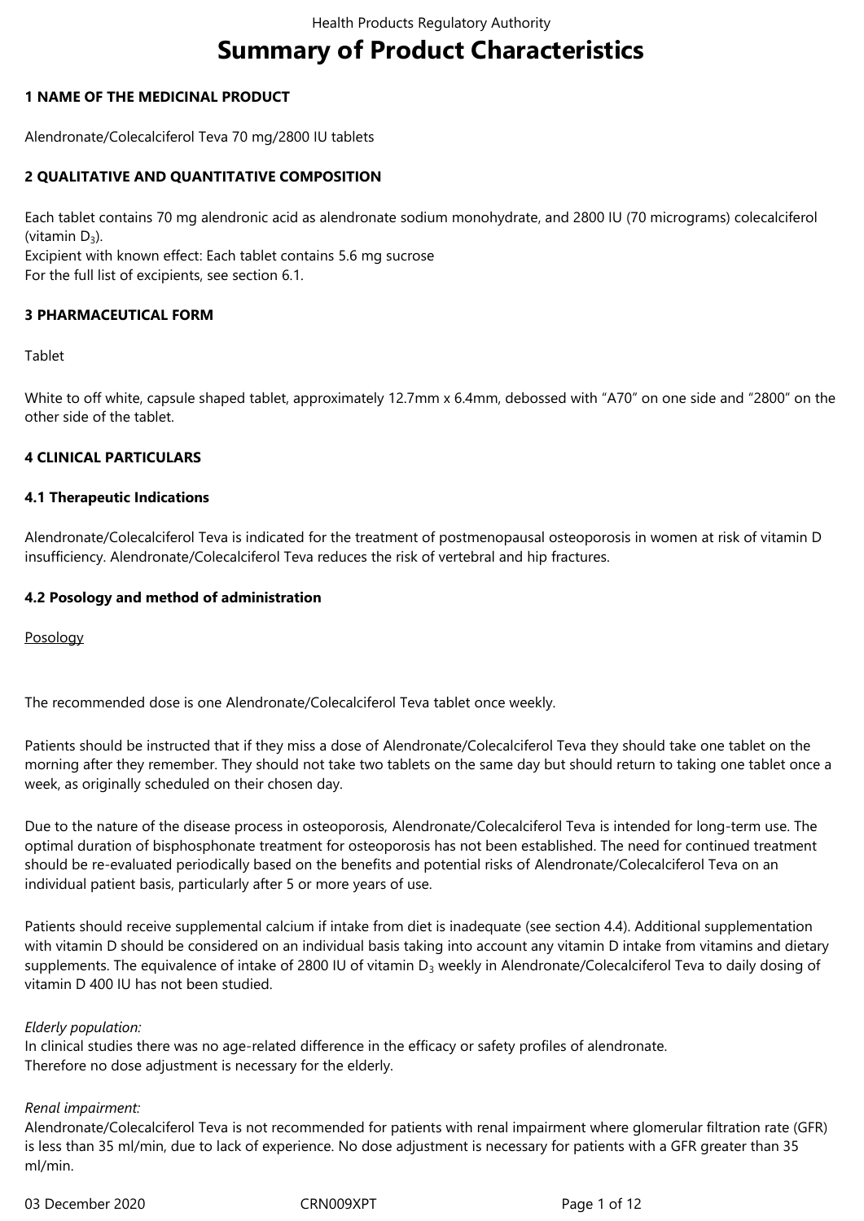# Summary of Product Characteristics

## 1 NAME OF THE MEDICINAL PRODUCT

Alendronate/Colecalciferol Teva 70 mg/2800 IU tablets

## 2 QUALITATIVE AND QUANTITATIVE COMPOSITION

Each tablet contains 70 mg alendronic acid as alendronate sodium monohydrate, and 2800 IU (70 micrograms) colecalciferol (vitamin $D_3$).
Excipient with known effect: Each tablet contains 5.6 mg sucrose
For the full list of excipients, see section 6.1.

## 3 PHARMACEUTICAL FORM

Tablet

White to off white, capsule shaped tablet, approximately 12.7mm x 6.4mm, debossed with "A70" on one side and "2800" on the other side of the tablet.

## 4 CLINICAL PARTICULARS

### 4.1 Therapeutic Indications

Alendronate/Colecalciferol Teva is indicated for the treatment of postmenopausal osteoporosis in women at risk of vitamin D insufficiency. Alendronate/Colecalciferol Teva reduces the risk of vertebral and hip fractures.

### 4.2 Posology and method of administration

Posology

The recommended dose is one Alendronate/Colecalciferol Teva tablet once weekly.

Patients should be instructed that if they miss a dose of Alendronate/Colecalciferol Teva they should take one tablet on the morning after they remember. They should not take two tablets on the same day but should return to taking one tablet once a week, as originally scheduled on their chosen day.

Due to the nature of the disease process in osteoporosis, Alendronate/Colecalciferol Teva is intended for long-term use. The optimal duration of bisphosphonate treatment for osteoporosis has not been established. The need for continued treatment should be re-evaluated periodically based on the benefits and potential risks of Alendronate/Colecalciferol Teva on an individual patient basis, particularly after 5 or more years of use.

Patients should receive supplemental calcium if intake from diet is inadequate (see section 4.4). Additional supplementation with vitamin D should be considered on an individual basis taking into account any vitamin D intake from vitamins and dietary supplements. The equivalence of intake of 2800 IU of vitamin $D_3$ weekly in Alendronate/Colecalciferol Teva to daily dosing of vitamin D 400 IU has not been studied.

*Elderly population:*
In clinical studies there was no age-related difference in the efficacy or safety profiles of alendronate.
Therefore no dose adjustment is necessary for the elderly.

*Renal impairment:*
Alendronate/Colecalciferol Teva is not recommended for patients with renal impairment where glomerular filtration rate (GFR) is less than 35 ml/min, due to lack of experience. No dose adjustment is necessary for patients with a GFR greater than 35 ml/min.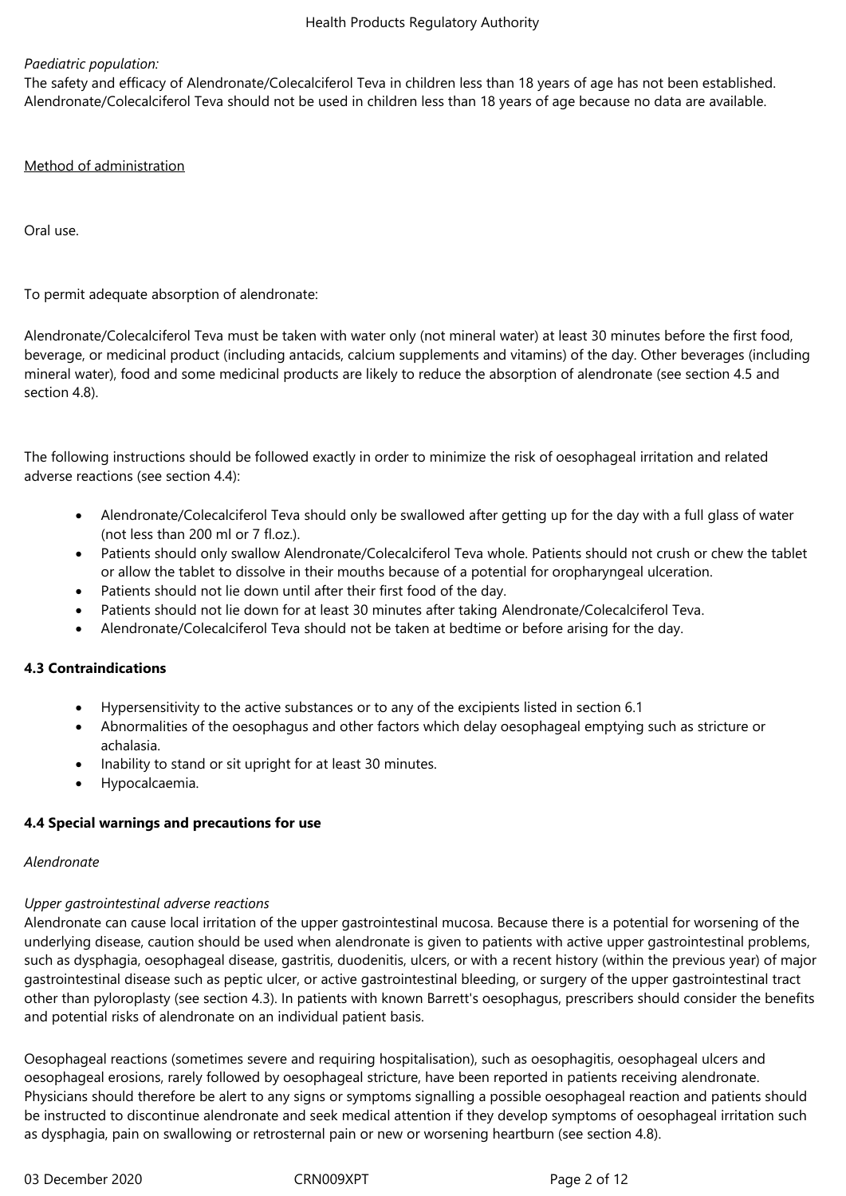*Paediatric population:*
The safety and efficacy of Alendronate/Colecalciferol Teva in children less than 18 years of age has not been established. Alendronate/Colecalciferol Teva should not be used in children less than 18 years of age because no data are available.

Method of administration

Oral use.

To permit adequate absorption of alendronate:

Alendronate/Colecalciferol Teva must be taken with water only (not mineral water) at least 30 minutes before the first food, beverage, or medicinal product (including antacids, calcium supplements and vitamins) of the day. Other beverages (including mineral water), food and some medicinal products are likely to reduce the absorption of alendronate (see section 4.5 and section 4.8).

The following instructions should be followed exactly in order to minimize the risk of oesophageal irritation and related adverse reactions (see section 4.4):

- Alendronate/Colecalciferol Teva should only be swallowed after getting up for the day with a full glass of water (not less than 200 ml or 7 fl.oz.).
- Patients should only swallow Alendronate/Colecalciferol Teva whole. Patients should not crush or chew the tablet or allow the tablet to dissolve in their mouths because of a potential for oropharyngeal ulceration.
- Patients should not lie down until after their first food of the day.
- Patients should not lie down for at least 30 minutes after taking Alendronate/Colecalciferol Teva.
- Alendronate/Colecalciferol Teva should not be taken at bedtime or before arising for the day.

**4.3 Contraindications**

- Hypersensitivity to the active substances or to any of the excipients listed in section 6.1
- Abnormalities of the oesophagus and other factors which delay oesophageal emptying such as stricture or achalasia.
- Inability to stand or sit upright for at least 30 minutes.
- Hypocalcaemia.

**4.4 Special warnings and precautions for use**

*Alendronate*

*Upper gastrointestinal adverse reactions*
Alendronate can cause local irritation of the upper gastrointestinal mucosa. Because there is a potential for worsening of the underlying disease, caution should be used when alendronate is given to patients with active upper gastrointestinal problems, such as dysphagia, oesophageal disease, gastritis, duodenitis, ulcers, or with a recent history (within the previous year) of major gastrointestinal disease such as peptic ulcer, or active gastrointestinal bleeding, or surgery of the upper gastrointestinal tract other than pyloroplasty (see section 4.3). In patients with known Barrett's oesophagus, prescribers should consider the benefits and potential risks of alendronate on an individual patient basis.

Oesophageal reactions (sometimes severe and requiring hospitalisation), such as oesophagitis, oesophageal ulcers and oesophageal erosions, rarely followed by oesophageal stricture, have been reported in patients receiving alendronate. Physicians should therefore be alert to any signs or symptoms signalling a possible oesophageal reaction and patients should be instructed to discontinue alendronate and seek medical attention if they develop symptoms of oesophageal irritation such as dysphagia, pain on swallowing or retrosternal pain or new or worsening heartburn (see section 4.8).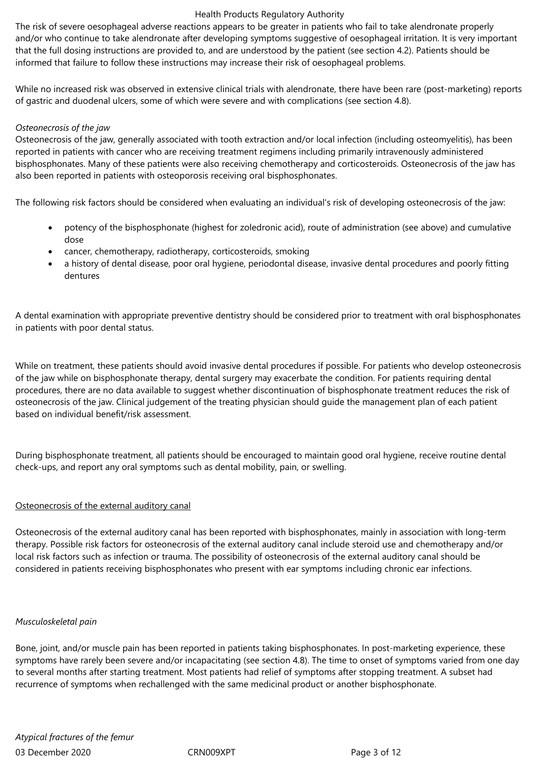The risk of severe oesophageal adverse reactions appears to be greater in patients who fail to take alendronate properly and/or who continue to take alendronate after developing symptoms suggestive of oesophageal irritation. It is very important that the full dosing instructions are provided to, and are understood by the patient (see section 4.2). Patients should be informed that failure to follow these instructions may increase their risk of oesophageal problems.

While no increased risk was observed in extensive clinical trials with alendronate, there have been rare (post-marketing) reports of gastric and duodenal ulcers, some of which were severe and with complications (see section 4.8).

*Osteonecrosis of the jaw*

Osteonecrosis of the jaw, generally associated with tooth extraction and/or local infection (including osteomyelitis), has been reported in patients with cancer who are receiving treatment regimens including primarily intravenously administered bisphosphonates. Many of these patients were also receiving chemotherapy and corticosteroids. Osteonecrosis of the jaw has also been reported in patients with osteoporosis receiving oral bisphosphonates.

The following risk factors should be considered when evaluating an individual's risk of developing osteonecrosis of the jaw:

- potency of the bisphosphonate (highest for zoledronic acid), route of administration (see above) and cumulative dose
- cancer, chemotherapy, radiotherapy, corticosteroids, smoking
- a history of dental disease, poor oral hygiene, periodontal disease, invasive dental procedures and poorly fitting dentures

A dental examination with appropriate preventive dentistry should be considered prior to treatment with oral bisphosphonates in patients with poor dental status.

While on treatment, these patients should avoid invasive dental procedures if possible. For patients who develop osteonecrosis of the jaw while on bisphosphonate therapy, dental surgery may exacerbate the condition. For patients requiring dental procedures, there are no data available to suggest whether discontinuation of bisphosphonate treatment reduces the risk of osteonecrosis of the jaw. Clinical judgement of the treating physician should guide the management plan of each patient based on individual benefit/risk assessment.

During bisphosphonate treatment, all patients should be encouraged to maintain good oral hygiene, receive routine dental check-ups, and report any oral symptoms such as dental mobility, pain, or swelling.

Osteonecrosis of the external auditory canal

Osteonecrosis of the external auditory canal has been reported with bisphosphonates, mainly in association with long-term therapy. Possible risk factors for osteonecrosis of the external auditory canal include steroid use and chemotherapy and/or local risk factors such as infection or trauma. The possibility of osteonecrosis of the external auditory canal should be considered in patients receiving bisphosphonates who present with ear symptoms including chronic ear infections.

*Musculoskeletal pain*

Bone, joint, and/or muscle pain has been reported in patients taking bisphosphonates. In post-marketing experience, these symptoms have rarely been severe and/or incapacitating (see section 4.8). The time to onset of symptoms varied from one day to several months after starting treatment. Most patients had relief of symptoms after stopping treatment. A subset had recurrence of symptoms when rechallenged with the same medicinal product or another bisphosphonate.

*Atypical fractures of the femur*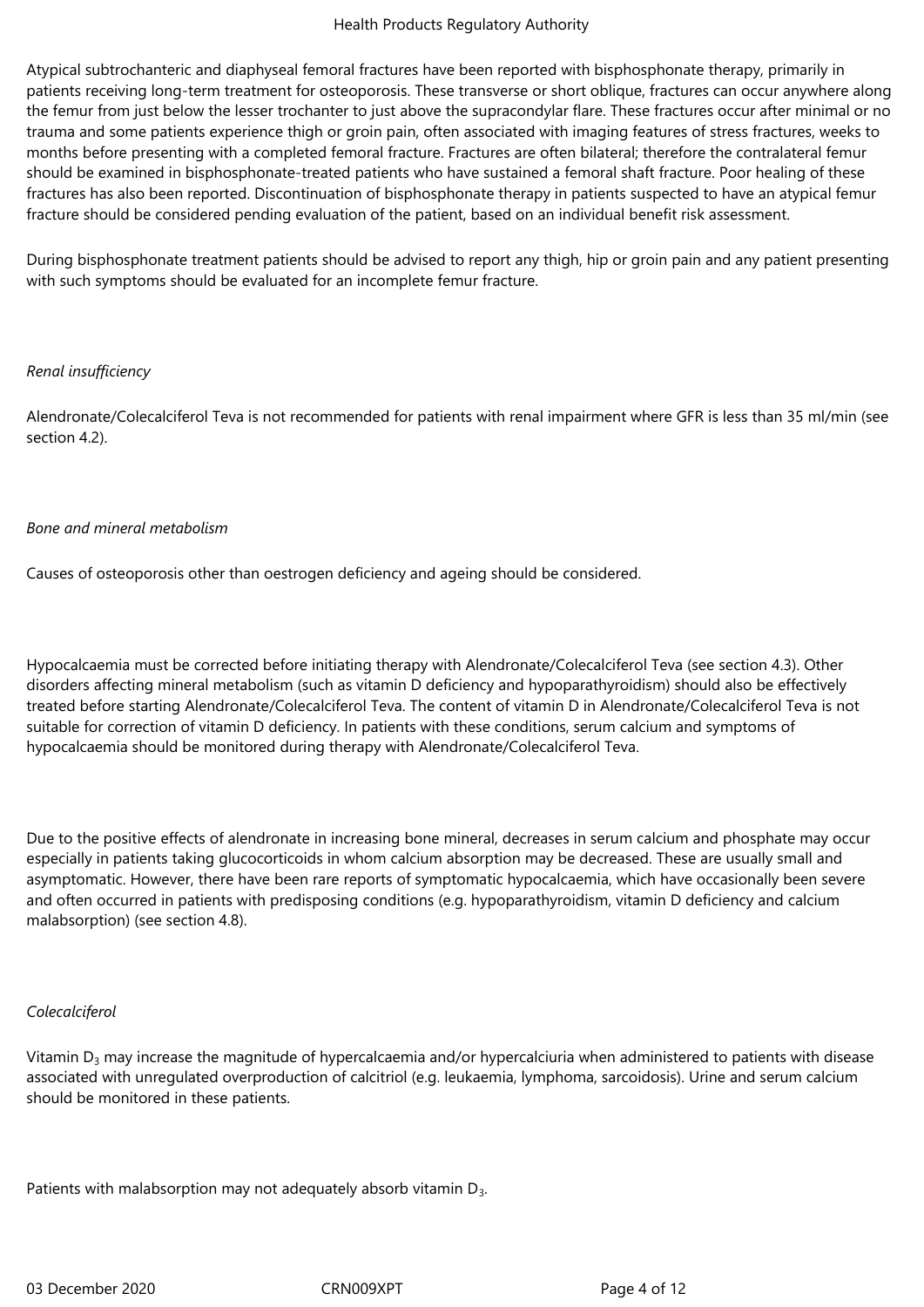Atypical subtrochanteric and diaphyseal femoral fractures have been reported with bisphosphonate therapy, primarily in patients receiving long-term treatment for osteoporosis. These transverse or short oblique, fractures can occur anywhere along the femur from just below the lesser trochanter to just above the supracondylar flare. These fractures occur after minimal or no trauma and some patients experience thigh or groin pain, often associated with imaging features of stress fractures, weeks to months before presenting with a completed femoral fracture. Fractures are often bilateral; therefore the contralateral femur should be examined in bisphosphonate-treated patients who have sustained a femoral shaft fracture. Poor healing of these fractures has also been reported. Discontinuation of bisphosphonate therapy in patients suspected to have an atypical femur fracture should be considered pending evaluation of the patient, based on an individual benefit risk assessment.

During bisphosphonate treatment patients should be advised to report any thigh, hip or groin pain and any patient presenting with such symptoms should be evaluated for an incomplete femur fracture.

*Renal insufficiency*

Alendronate/Colecalciferol Teva is not recommended for patients with renal impairment where GFR is less than 35 ml/min (see section 4.2).

*Bone and mineral metabolism*

Causes of osteoporosis other than oestrogen deficiency and ageing should be considered.

Hypocalcaemia must be corrected before initiating therapy with Alendronate/Colecalciferol Teva (see section 4.3). Other disorders affecting mineral metabolism (such as vitamin D deficiency and hypoparathyroidism) should also be effectively treated before starting Alendronate/Colecalciferol Teva. The content of vitamin D in Alendronate/Colecalciferol Teva is not suitable for correction of vitamin D deficiency. In patients with these conditions, serum calcium and symptoms of hypocalcaemia should be monitored during therapy with Alendronate/Colecalciferol Teva.

Due to the positive effects of alendronate in increasing bone mineral, decreases in serum calcium and phosphate may occur especially in patients taking glucocorticoids in whom calcium absorption may be decreased. These are usually small and asymptomatic. However, there have been rare reports of symptomatic hypocalcaemia, which have occasionally been severe and often occurred in patients with predisposing conditions (e.g. hypoparathyroidism, vitamin D deficiency and calcium malabsorption) (see section 4.8).

*Colecalciferol*

Vitamin $D_3$ may increase the magnitude of hypercalcaemia and/or hypercalciuria when administered to patients with disease associated with unregulated overproduction of calcitriol (e.g. leukaemia, lymphoma, sarcoidosis). Urine and serum calcium should be monitored in these patients.

Patients with malabsorption may not adequately absorb vitamin $D_3$.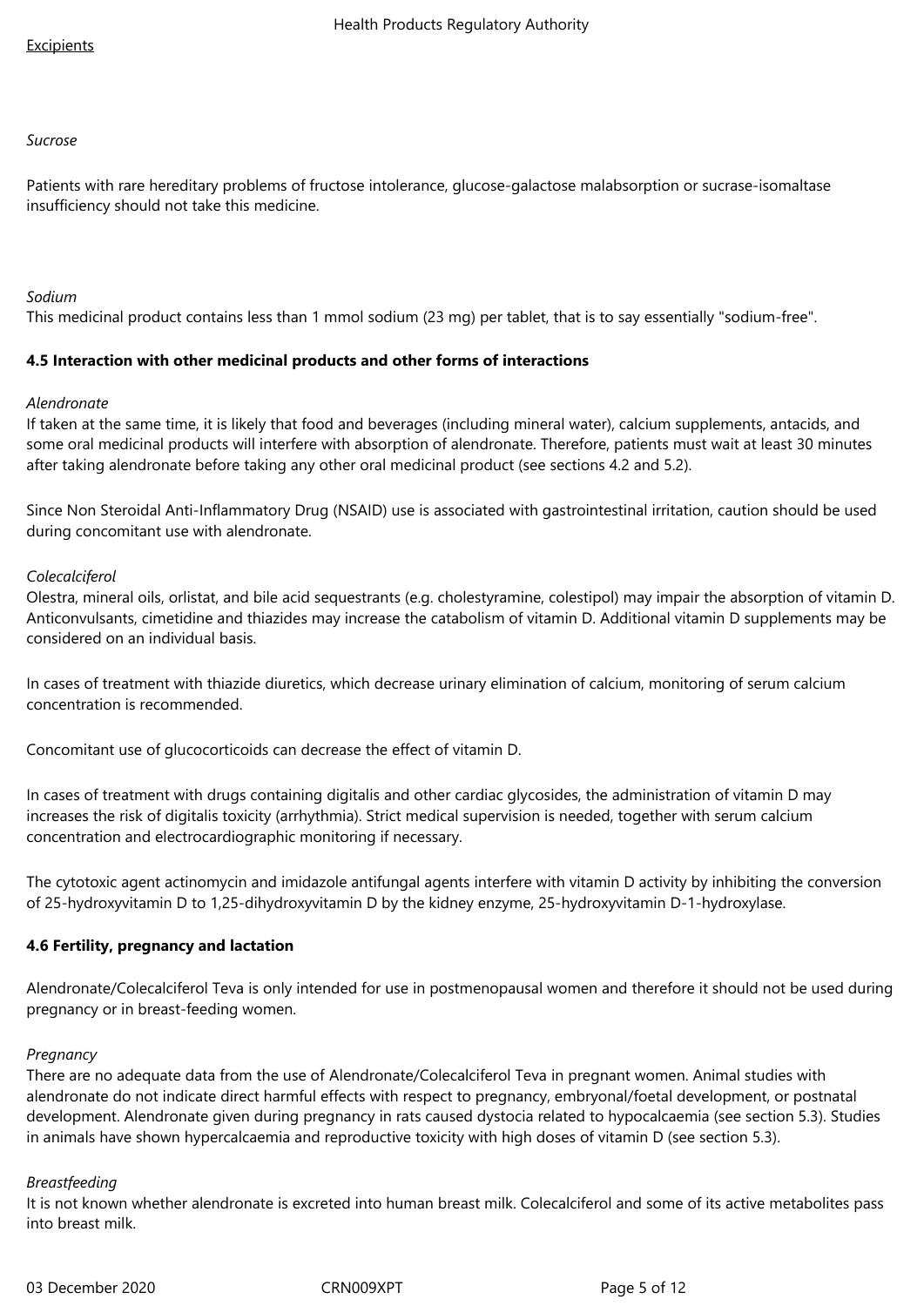Excipients

*Sucrose*

Patients with rare hereditary problems of fructose intolerance, glucose-galactose malabsorption or sucrase-isomaltase insufficiency should not take this medicine.

*Sodium*
This medicinal product contains less than 1 mmol sodium (23 mg) per tablet, that is to say essentially "sodium-free".

**4.5 Interaction with other medicinal products and other forms of interactions**

*Alendronate*
If taken at the same time, it is likely that food and beverages (including mineral water), calcium supplements, antacids, and some oral medicinal products will interfere with absorption of alendronate. Therefore, patients must wait at least 30 minutes after taking alendronate before taking any other oral medicinal product (see sections 4.2 and 5.2).

Since Non Steroidal Anti-Inflammatory Drug (NSAID) use is associated with gastrointestinal irritation, caution should be used during concomitant use with alendronate.

*Colecalciferol*
Olestra, mineral oils, orlistat, and bile acid sequestrants (e.g. cholestyramine, colestipol) may impair the absorption of vitamin D. Anticonvulsants, cimetidine and thiazides may increase the catabolism of vitamin D. Additional vitamin D supplements may be considered on an individual basis.

In cases of treatment with thiazide diuretics, which decrease urinary elimination of calcium, monitoring of serum calcium concentration is recommended.

Concomitant use of glucocorticoids can decrease the effect of vitamin D.

In cases of treatment with drugs containing digitalis and other cardiac glycosides, the administration of vitamin D may increases the risk of digitalis toxicity (arrhythmia). Strict medical supervision is needed, together with serum calcium concentration and electrocardiographic monitoring if necessary.

The cytotoxic agent actinomycin and imidazole antifungal agents interfere with vitamin D activity by inhibiting the conversion of 25-hydroxyvitamin D to 1,25-dihydroxyvitamin D by the kidney enzyme, 25-hydroxyvitamin D-1-hydroxylase.

**4.6 Fertility, pregnancy and lactation**

Alendronate/Colecalciferol Teva is only intended for use in postmenopausal women and therefore it should not be used during pregnancy or in breast-feeding women.

*Pregnancy*
There are no adequate data from the use of Alendronate/Colecalciferol Teva in pregnant women. Animal studies with alendronate do not indicate direct harmful effects with respect to pregnancy, embryonal/foetal development, or postnatal development. Alendronate given during pregnancy in rats caused dystocia related to hypocalcaemia (see section 5.3). Studies in animals have shown hypercalcaemia and reproductive toxicity with high doses of vitamin D (see section 5.3).

*Breastfeeding*
It is not known whether alendronate is excreted into human breast milk. Colecalciferol and some of its active metabolites pass into breast milk.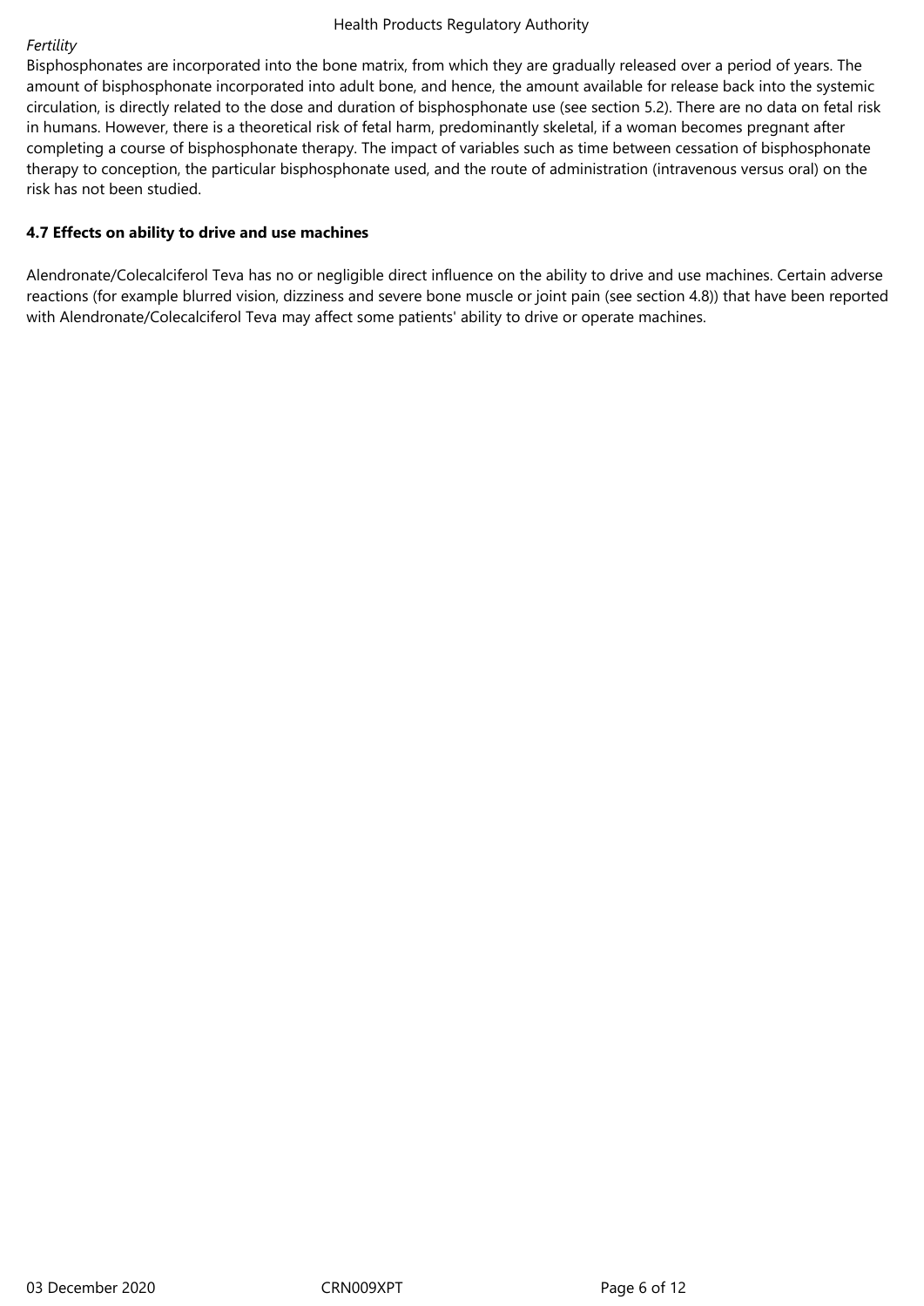*Fertility*

Bisphosphonates are incorporated into the bone matrix, from which they are gradually released over a period of years. The amount of bisphosphonate incorporated into adult bone, and hence, the amount available for release back into the systemic circulation, is directly related to the dose and duration of bisphosphonate use (see section 5.2). There are no data on fetal risk in humans. However, there is a theoretical risk of fetal harm, predominantly skeletal, if a woman becomes pregnant after completing a course of bisphosphonate therapy. The impact of variables such as time between cessation of bisphosphonate therapy to conception, the particular bisphosphonate used, and the route of administration (intravenous versus oral) on the risk has not been studied.

**4.7 Effects on ability to drive and use machines**

Alendronate/Colecalciferol Teva has no or negligible direct influence on the ability to drive and use machines. Certain adverse reactions (for example blurred vision, dizziness and severe bone muscle or joint pain (see section 4.8)) that have been reported with Alendronate/Colecalciferol Teva may affect some patients' ability to drive or operate machines.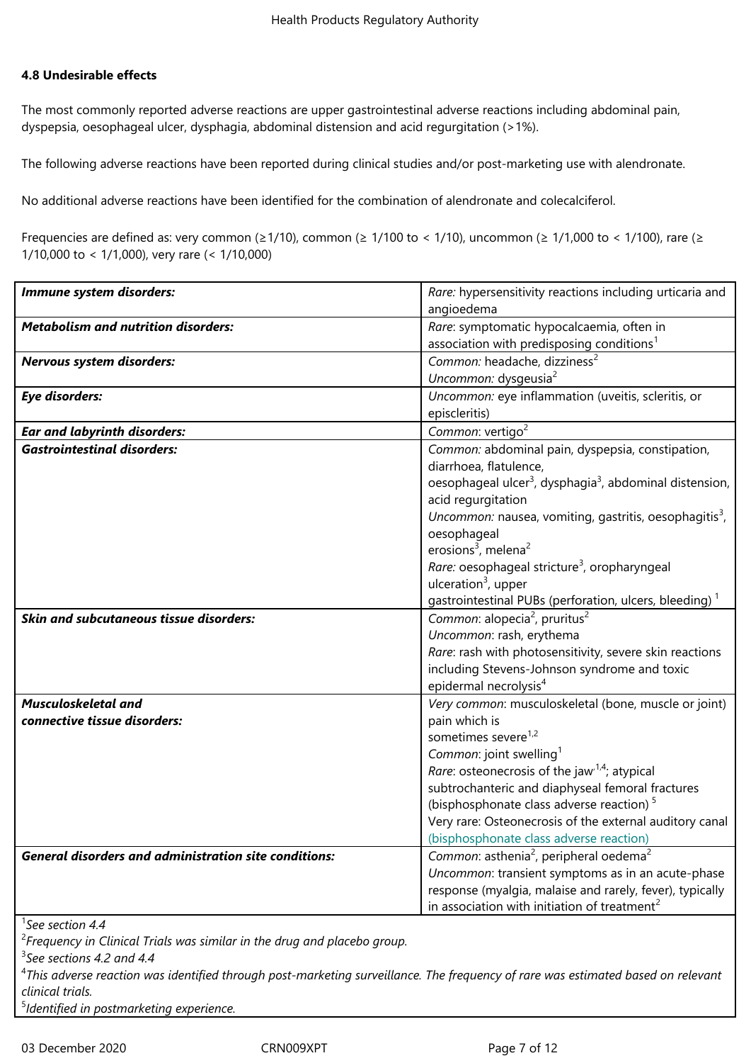#### 4.8 Undesirable effects

The most commonly reported adverse reactions are upper gastrointestinal adverse reactions including abdominal pain, dyspepsia, oesophageal ulcer, dysphagia, abdominal distension and acid regurgitation (>1%).

The following adverse reactions have been reported during clinical studies and/or post-marketing use with alendronate.

No additional adverse reactions have been identified for the combination of alendronate and colecalciferol.

Frequencies are defined as: very common (≥1/10), common (≥ 1/100 to < 1/10), uncommon (≥ 1/1,000 to < 1/100), rare (≥ 1/10,000 to < 1/1,000), very rare (< 1/10,000)

| | |
|---|---|
| ***Immune system disorders:*** | *Rare:* hypersensitivity reactions including urticaria and angioedema |
| ***Metabolism and nutrition disorders:*** | *Rare*: symptomatic hypocalcaemia, often in association with predisposing conditions[1] |
| ***Nervous system disorders:*** | *Common:* headache, dizziness[2]<br>*Uncommon:* dysgeusia[2] |
| ***Eye disorders:*** | *Uncommon:* eye inflammation (uveitis, scleritis, or episcleritis) |
| ***Ear and labyrinth disorders:*** | *Common*: vertigo[2] |
| ***Gastrointestinal disorders:*** | *Common:* abdominal pain, dyspepsia, constipation, diarrhoea, flatulence, oesophageal ulcer[3], dysphagia[3], abdominal distension, acid regurgitation<br>*Uncommon:* nausea, vomiting, gastritis, oesophagitis[3], oesophageal erosions[3], melena[2]<br>*Rare:* oesophageal stricture[3], oropharyngeal ulceration[3], upper gastrointestinal PUBs (perforation, ulcers, bleeding) [1] |
| ***Skin and subcutaneous tissue disorders:*** | *Common*: alopecia[2], pruritus[2]<br>*Uncommon*: rash, erythema<br>*Rare*: rash with photosensitivity, severe skin reactions including Stevens-Johnson syndrome and toxic epidermal necrolysis[4] |
| ***Musculoskeletal and connective tissue disorders:*** | *Very common*: musculoskeletal (bone, muscle or joint) pain which is sometimes severe[1,2]<br>*Common*: joint swelling[1]<br>*Rare*: osteonecrosis of the jaw[1,4]; atypical subtrochanteric and diaphyseal femoral fractures (bisphosphonate class adverse reaction) [5]<br>Very rare: Osteonecrosis of the external auditory canal (bisphosphonate class adverse reaction) |
| ***General disorders and administration site conditions:*** | *Common*: asthenia[2], peripheral oedema[2]<br>*Uncommon*: transient symptoms as in an acute-phase response (myalgia, malaise and rarely, fever), typically in association with initiation of treatment[2] |

[1]*See section 4.4*
[2]*Frequency in Clinical Trials was similar in the drug and placebo group.*
[3]*See sections 4.2 and 4.4*
[4]*This adverse reaction was identified through post-marketing surveillance. The frequency of rare was estimated based on relevant clinical trials.*
[5]*Identified in postmarketing experience.*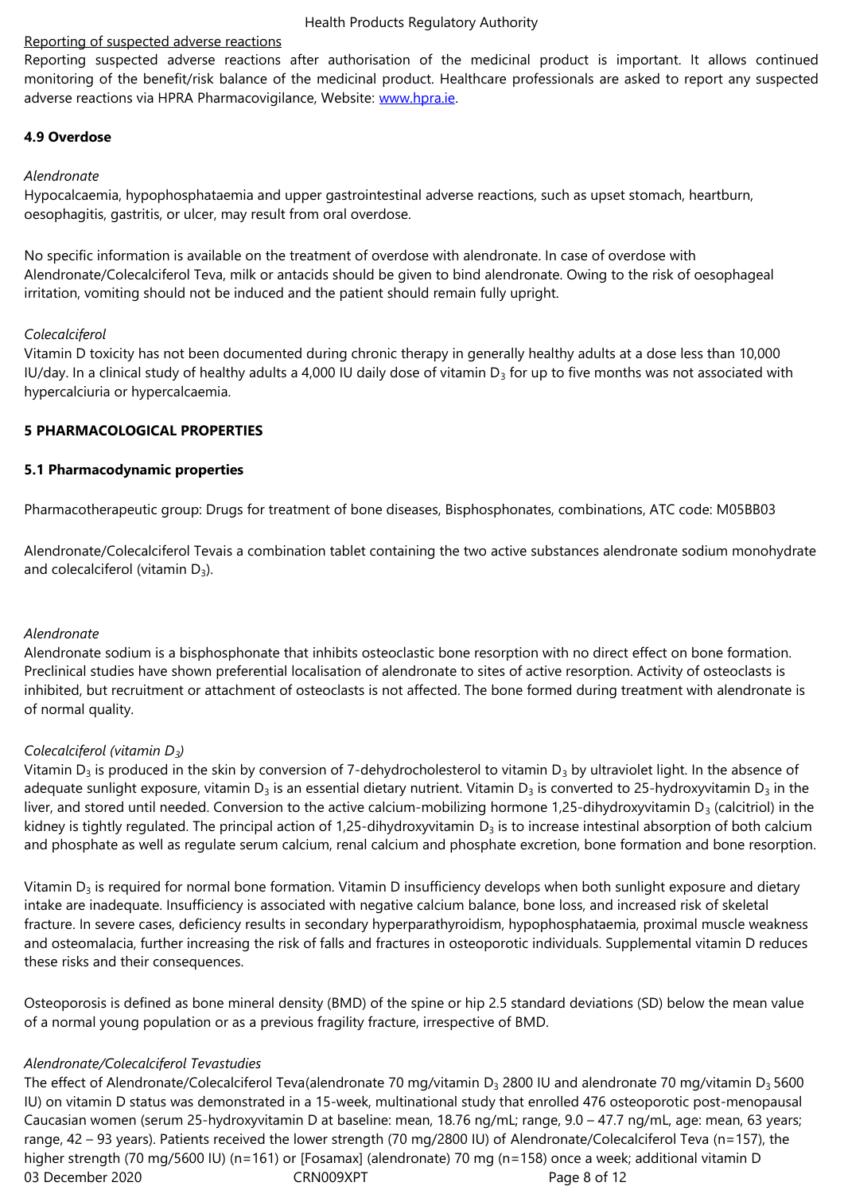Reporting of suspected adverse reactions

Reporting suspected adverse reactions after authorisation of the medicinal product is important. It allows continued monitoring of the benefit/risk balance of the medicinal product. Healthcare professionals are asked to report any suspected adverse reactions via HPRA Pharmacovigilance, Website: www.hpra.ie.

**4.9 Overdose**

*Alendronate*

Hypocalcaemia, hypophosphataemia and upper gastrointestinal adverse reactions, such as upset stomach, heartburn, oesophagitis, gastritis, or ulcer, may result from oral overdose.

No specific information is available on the treatment of overdose with alendronate. In case of overdose with Alendronate/Colecalciferol Teva, milk or antacids should be given to bind alendronate. Owing to the risk of oesophageal irritation, vomiting should not be induced and the patient should remain fully upright.

*Colecalciferol*

Vitamin D toxicity has not been documented during chronic therapy in generally healthy adults at a dose less than 10,000 IU/day. In a clinical study of healthy adults a 4,000 IU daily dose of vitamin $D_3$ for up to five months was not associated with hypercalciuria or hypercalcaemia.

**5 PHARMACOLOGICAL PROPERTIES**

**5.1 Pharmacodynamic properties**

Pharmacotherapeutic group: Drugs for treatment of bone diseases, Bisphosphonates, combinations, ATC code: M05BB03

Alendronate/Colecalciferol Tevais a combination tablet containing the two active substances alendronate sodium monohydrate and colecalciferol (vitamin $D_3$).

*Alendronate*

Alendronate sodium is a bisphosphonate that inhibits osteoclastic bone resorption with no direct effect on bone formation. Preclinical studies have shown preferential localisation of alendronate to sites of active resorption. Activity of osteoclasts is inhibited, but recruitment or attachment of osteoclasts is not affected. The bone formed during treatment with alendronate is of normal quality.

*Colecalciferol (vitamin $D_3$)*

Vitamin $D_3$ is produced in the skin by conversion of 7-dehydrocholesterol to vitamin $D_3$ by ultraviolet light. In the absence of adequate sunlight exposure, vitamin $D_3$ is an essential dietary nutrient. Vitamin $D_3$ is converted to 25-hydroxyvitamin $D_3$ in the liver, and stored until needed. Conversion to the active calcium-mobilizing hormone 1,25-dihydroxyvitamin $D_3$ (calcitriol) in the kidney is tightly regulated. The principal action of 1,25-dihydroxyvitamin $D_3$ is to increase intestinal absorption of both calcium and phosphate as well as regulate serum calcium, renal calcium and phosphate excretion, bone formation and bone resorption.

Vitamin $D_3$ is required for normal bone formation. Vitamin D insufficiency develops when both sunlight exposure and dietary intake are inadequate. Insufficiency is associated with negative calcium balance, bone loss, and increased risk of skeletal fracture. In severe cases, deficiency results in secondary hyperparathyroidism, hypophosphataemia, proximal muscle weakness and osteomalacia, further increasing the risk of falls and fractures in osteoporotic individuals. Supplemental vitamin D reduces these risks and their consequences.

Osteoporosis is defined as bone mineral density (BMD) of the spine or hip 2.5 standard deviations (SD) below the mean value of a normal young population or as a previous fragility fracture, irrespective of BMD.

*Alendronate/Colecalciferol Tevastudies*

The effect of Alendronate/Colecalciferol Teva(alendronate 70 mg/vitamin $D_3$ 2800 IU and alendronate 70 mg/vitamin $D_3$ 5600 IU) on vitamin D status was demonstrated in a 15-week, multinational study that enrolled 476 osteoporotic post-menopausal Caucasian women (serum 25-hydroxyvitamin D at baseline: mean, 18.76 ng/mL; range, 9.0 – 47.7 ng/mL, age: mean, 63 years; range, 42 – 93 years). Patients received the lower strength (70 mg/2800 IU) of Alendronate/Colecalciferol Teva (n=157), the higher strength (70 mg/5600 IU) (n=161) or [Fosamax] (alendronate) 70 mg (n=158) once a week; additional vitamin D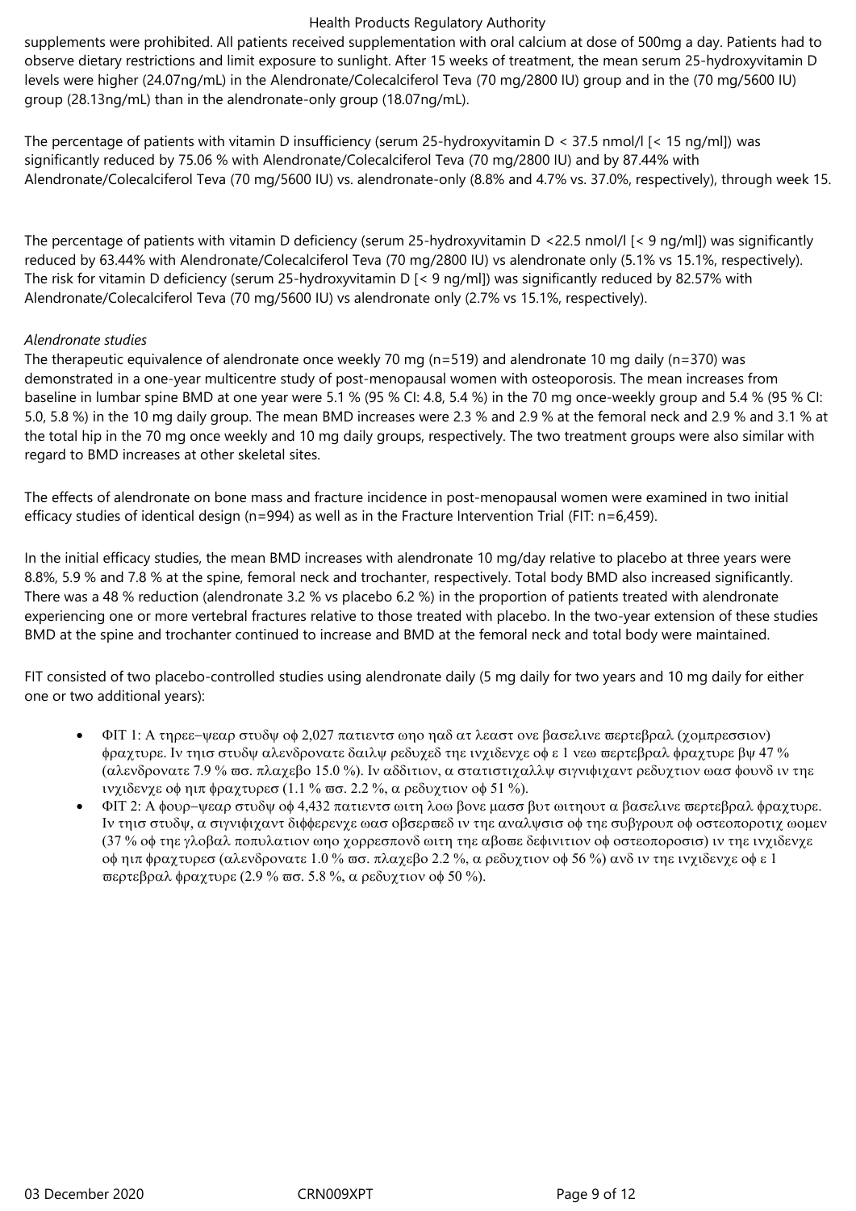supplements were prohibited. All patients received supplementation with oral calcium at dose of 500mg a day. Patients had to observe dietary restrictions and limit exposure to sunlight. After 15 weeks of treatment, the mean serum 25-hydroxyvitamin D levels were higher (24.07ng/mL) in the Alendronate/Colecalciferol Teva (70 mg/2800 IU) group and in the (70 mg/5600 IU) group (28.13ng/mL) than in the alendronate-only group (18.07ng/mL).

The percentage of patients with vitamin D insufficiency (serum 25-hydroxyvitamin D < 37.5 nmol/l [< 15 ng/ml]) was significantly reduced by 75.06 % with Alendronate/Colecalciferol Teva (70 mg/2800 IU) and by 87.44% with Alendronate/Colecalciferol Teva (70 mg/5600 IU) vs. alendronate-only (8.8% and 4.7% vs. 37.0%, respectively), through week 15.

The percentage of patients with vitamin D deficiency (serum 25-hydroxyvitamin D <22.5 nmol/l [< 9 ng/ml]) was significantly reduced by 63.44% with Alendronate/Colecalciferol Teva (70 mg/2800 IU) vs alendronate only (5.1% vs 15.1%, respectively). The risk for vitamin D deficiency (serum 25-hydroxyvitamin D [< 9 ng/ml]) was significantly reduced by 82.57% with Alendronate/Colecalciferol Teva (70 mg/5600 IU) vs alendronate only (2.7% vs 15.1%, respectively).

*Alendronate studies*

The therapeutic equivalence of alendronate once weekly 70 mg (n=519) and alendronate 10 mg daily (n=370) was demonstrated in a one-year multicentre study of post-menopausal women with osteoporosis. The mean increases from baseline in lumbar spine BMD at one year were 5.1 % (95 % CI: 4.8, 5.4 %) in the 70 mg once-weekly group and 5.4 % (95 % CI: 5.0, 5.8 %) in the 10 mg daily group. The mean BMD increases were 2.3 % and 2.9 % at the femoral neck and 2.9 % and 3.1 % at the total hip in the 70 mg once weekly and 10 mg daily groups, respectively. The two treatment groups were also similar with regard to BMD increases at other skeletal sites.

The effects of alendronate on bone mass and fracture incidence in post-menopausal women were examined in two initial efficacy studies of identical design (n=994) as well as in the Fracture Intervention Trial (FIT: n=6,459).

In the initial efficacy studies, the mean BMD increases with alendronate 10 mg/day relative to placebo at three years were 8.8%, 5.9 % and 7.8 % at the spine, femoral neck and trochanter, respectively. Total body BMD also increased significantly. There was a 48 % reduction (alendronate 3.2 % vs placebo 6.2 %) in the proportion of patients treated with alendronate experiencing one or more vertebral fractures relative to those treated with placebo. In the two-year extension of these studies BMD at the spine and trochanter continued to increase and BMD at the femoral neck and total body were maintained.

FIT consisted of two placebo-controlled studies using alendronate daily (5 mg daily for two years and 10 mg daily for either one or two additional years):

- ΦΙΤ 1: Α τηρεε–ψεαρ στυδψ οφ 2,027 πατιεντσ ωηο ηαδ ατ λεαστ ονε βασελινε ϖερτεβραλ (χομπρεσσιον) φραχτυρε. Ιν τηισ στυδψ αλενδρονατε δαιλψ ρεδυχεδ τηε ινχιδενχε οφ ε 1 νεω ϖερτεβραλ φραχτυρε βψ 47 % (αλενδρονατε 7.9 % ϖσ. πλαχεβο 15.0 %). Ιν αδδιτιον, α στατιστιχαλλψ σιγνιφιχαντ ρεδυχτιον ωασ φουνδ ιν τηε ινχιδενχε οφ ηιπ φραχτυρεσ (1.1 % ϖσ. 2.2 %, α ρεδυχτιον οφ 51 %).
- ΦΙΤ 2: Α φουρ–ψεαρ στυδψ οφ 4,432 πατιεντσ ωιτη λοω βονε μασσ βυτ ωιτηουτ α βασελινε ϖερτεβραλ φραχτυρε. Ιν τηισ στυδψ, α σιγνιφιχαντ διφφερενχε ωασ οβσερϖεδ ιν τηε αναλψσισ οφ τηε συβγρουπ οφ οστεοποροτιχ ωομεν (37 % οφ τηε γλοβαλ ποπυλατιον ωηο χορρεσπονδ ωιτη τηε αβοϖε δεφινιτιον οφ οστεοποροσισ) ιν τηε ινχιδενχε οφ ηιπ φραχτυρεσ (αλενδρονατε 1.0 % ϖσ. πλαχεβο 2.2 %, α ρεδυχτιον οφ 56 %) ανδ ιν τηε ινχιδενχε οφ ε 1 ϖερτεβραλ φραχτυρε (2.9 % ϖσ. 5.8 %, α ρεδυχτιον οφ 50 %).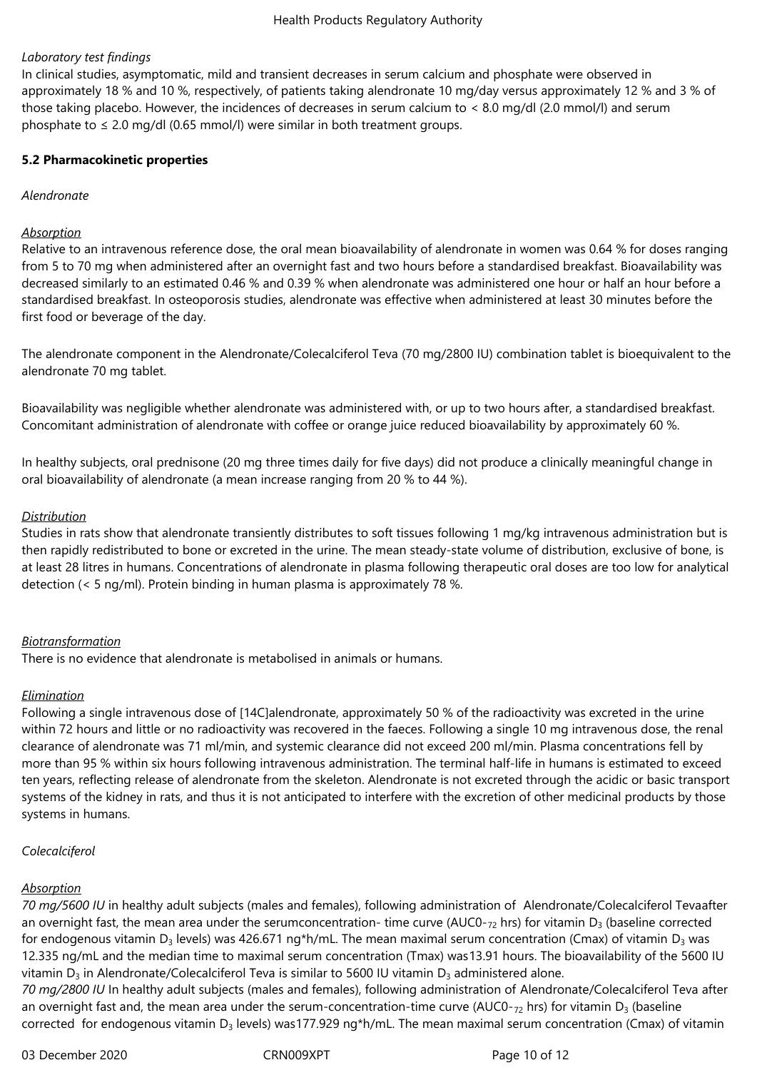*Laboratory test findings*

In clinical studies, asymptomatic, mild and transient decreases in serum calcium and phosphate were observed in approximately 18 % and 10 %, respectively, of patients taking alendronate 10 mg/day versus approximately 12 % and 3 % of those taking placebo. However, the incidences of decreases in serum calcium to < 8.0 mg/dl (2.0 mmol/l) and serum phosphate to ≤ 2.0 mg/dl (0.65 mmol/l) were similar in both treatment groups.

**5.2 Pharmacokinetic properties**

*Alendronate*

*Absorption*

Relative to an intravenous reference dose, the oral mean bioavailability of alendronate in women was 0.64 % for doses ranging from 5 to 70 mg when administered after an overnight fast and two hours before a standardised breakfast. Bioavailability was decreased similarly to an estimated 0.46 % and 0.39 % when alendronate was administered one hour or half an hour before a standardised breakfast. In osteoporosis studies, alendronate was effective when administered at least 30 minutes before the first food or beverage of the day.

The alendronate component in the Alendronate/Colecalciferol Teva (70 mg/2800 IU) combination tablet is bioequivalent to the alendronate 70 mg tablet.

Bioavailability was negligible whether alendronate was administered with, or up to two hours after, a standardised breakfast. Concomitant administration of alendronate with coffee or orange juice reduced bioavailability by approximately 60 %.

In healthy subjects, oral prednisone (20 mg three times daily for five days) did not produce a clinically meaningful change in oral bioavailability of alendronate (a mean increase ranging from 20 % to 44 %).

*Distribution*

Studies in rats show that alendronate transiently distributes to soft tissues following 1 mg/kg intravenous administration but is then rapidly redistributed to bone or excreted in the urine. The mean steady-state volume of distribution, exclusive of bone, is at least 28 litres in humans. Concentrations of alendronate in plasma following therapeutic oral doses are too low for analytical detection (< 5 ng/ml). Protein binding in human plasma is approximately 78 %.

*Biotransformation*

There is no evidence that alendronate is metabolised in animals or humans.

*Elimination*

Following a single intravenous dose of [14C]alendronate, approximately 50 % of the radioactivity was excreted in the urine within 72 hours and little or no radioactivity was recovered in the faeces. Following a single 10 mg intravenous dose, the renal clearance of alendronate was 71 ml/min, and systemic clearance did not exceed 200 ml/min. Plasma concentrations fell by more than 95 % within six hours following intravenous administration. The terminal half-life in humans is estimated to exceed ten years, reflecting release of alendronate from the skeleton. Alendronate is not excreted through the acidic or basic transport systems of the kidney in rats, and thus it is not anticipated to interfere with the excretion of other medicinal products by those systems in humans.

*Colecalciferol*

*Absorption*

*70 mg/5600 IU* in healthy adult subjects (males and females), following administration of Alendronate/Colecalciferol Tevaafter an overnight fast, the mean area under the serumconcentration- time curve ($AUC0\text{-}_{72}$ hrs) for vitamin $D_3$ (baseline corrected for endogenous vitamin $D_3$ levels) was 426.671 ng*h/mL. The mean maximal serum concentration (Cmax) of vitamin $D_3$ was 12.335 ng/mL and the median time to maximal serum concentration (Tmax) was13.91 hours. The bioavailability of the 5600 IU vitamin $D_3$ in Alendronate/Colecalciferol Teva is similar to 5600 IU vitamin $D_3$ administered alone.

*70 mg/2800 IU* In healthy adult subjects (males and females), following administration of Alendronate/Colecalciferol Teva after an overnight fast and, the mean area under the serum-concentration-time curve ($AUC0\text{-}_{72}$ hrs) for vitamin $D_3$ (baseline corrected for endogenous vitamin $D_3$ levels) was177.929 ng*h/mL. The mean maximal serum concentration (Cmax) of vitamin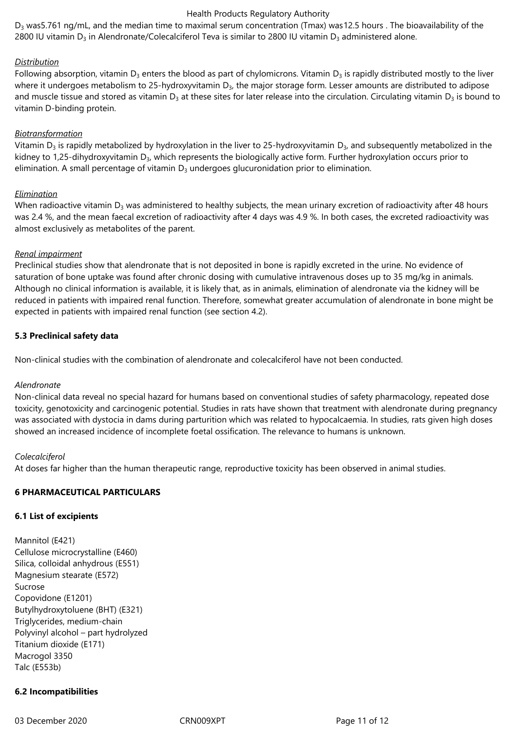$D_3$ was5.761 ng/mL, and the median time to maximal serum concentration (Tmax) was12.5 hours . The bioavailability of the 2800 IU vitamin $D_3$ in Alendronate/Colecalciferol Teva is similar to 2800 IU vitamin $D_3$ administered alone.

*Distribution*

Following absorption, vitamin $D_3$ enters the blood as part of chylomicrons. Vitamin $D_3$ is rapidly distributed mostly to the liver where it undergoes metabolism to 25-hydroxyvitamin $D_3$, the major storage form. Lesser amounts are distributed to adipose and muscle tissue and stored as vitamin $D_3$ at these sites for later release into the circulation. Circulating vitamin $D_3$ is bound to vitamin D-binding protein.

*Biotransformation*

Vitamin $D_3$ is rapidly metabolized by hydroxylation in the liver to 25-hydroxyvitamin $D_3$, and subsequently metabolized in the kidney to 1,25-dihydroxyvitamin $D_3$, which represents the biologically active form. Further hydroxylation occurs prior to elimination. A small percentage of vitamin $D_3$ undergoes glucuronidation prior to elimination.

*Elimination*

When radioactive vitamin $D_3$ was administered to healthy subjects, the mean urinary excretion of radioactivity after 48 hours was 2.4 %, and the mean faecal excretion of radioactivity after 4 days was 4.9 %. In both cases, the excreted radioactivity was almost exclusively as metabolites of the parent.

*Renal impairment*

Preclinical studies show that alendronate that is not deposited in bone is rapidly excreted in the urine. No evidence of saturation of bone uptake was found after chronic dosing with cumulative intravenous doses up to 35 mg/kg in animals. Although no clinical information is available, it is likely that, as in animals, elimination of alendronate via the kidney will be reduced in patients with impaired renal function. Therefore, somewhat greater accumulation of alendronate in bone might be expected in patients with impaired renal function (see section 4.2).

### 5.3 Preclinical safety data

Non-clinical studies with the combination of alendronate and colecalciferol have not been conducted.

*Alendronate*

Non-clinical data reveal no special hazard for humans based on conventional studies of safety pharmacology, repeated dose toxicity, genotoxicity and carcinogenic potential. Studies in rats have shown that treatment with alendronate during pregnancy was associated with dystocia in dams during parturition which was related to hypocalcaemia. In studies, rats given high doses showed an increased incidence of incomplete foetal ossification. The relevance to humans is unknown.

*Colecalciferol*

At doses far higher than the human therapeutic range, reproductive toxicity has been observed in animal studies.

## 6 PHARMACEUTICAL PARTICULARS

### 6.1 List of excipients

Mannitol (E421)
Cellulose microcrystalline (E460)
Silica, colloidal anhydrous (E551)
Magnesium stearate (E572)
Sucrose
Copovidone (E1201)
Butylhydroxytoluene (BHT) (E321)
Triglycerides, medium-chain
Polyvinyl alcohol – part hydrolyzed
Titanium dioxide (E171)
Macrogol 3350
Talc (E553b)

### 6.2 Incompatibilities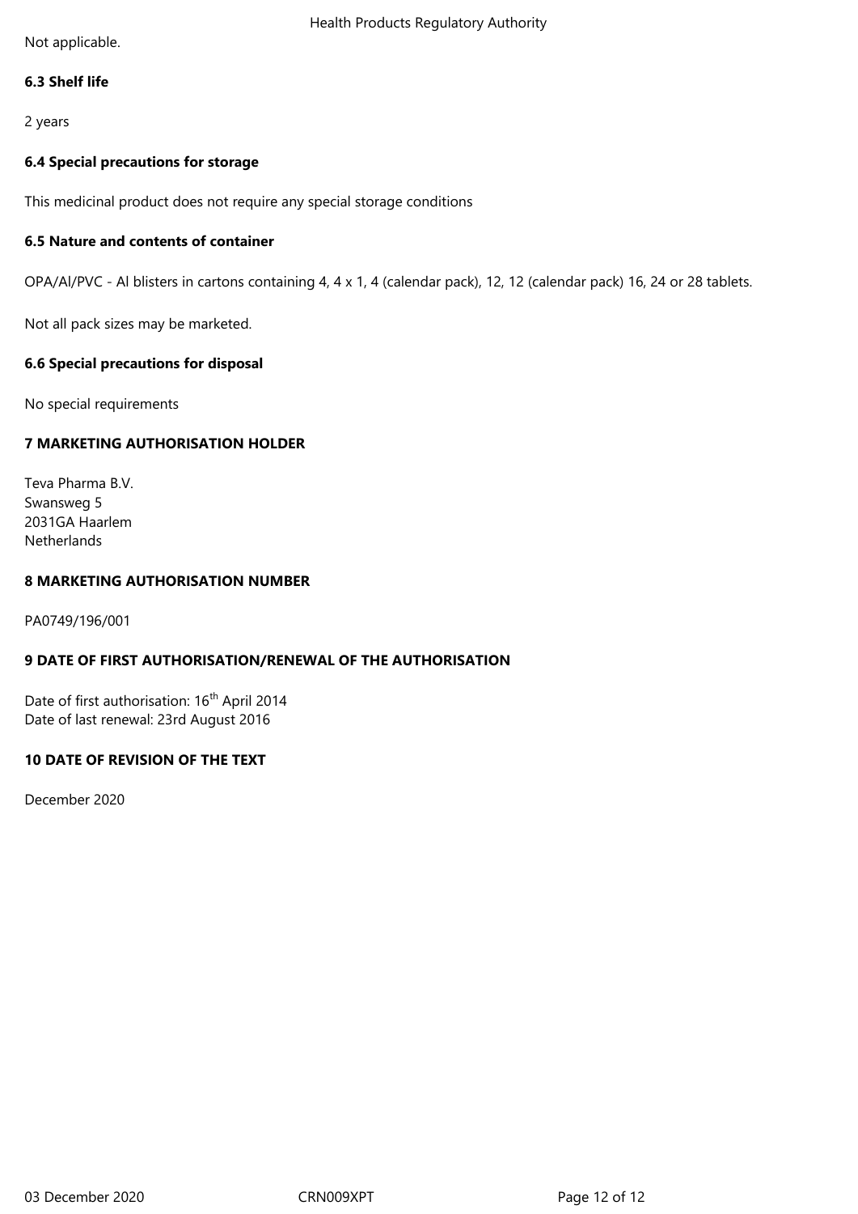Not applicable.

### 6.3 Shelf life

2 years

### 6.4 Special precautions for storage

This medicinal product does not require any special storage conditions

### 6.5 Nature and contents of container

OPA/Al/PVC - Al blisters in cartons containing 4, 4 x 1, 4 (calendar pack), 12, 12 (calendar pack) 16, 24 or 28 tablets.

Not all pack sizes may be marketed.

### 6.6 Special precautions for disposal

No special requirements

## 7 MARKETING AUTHORISATION HOLDER

Teva Pharma B.V.
Swansweg 5
2031GA Haarlem
Netherlands

## 8 MARKETING AUTHORISATION NUMBER

PA0749/196/001

## 9 DATE OF FIRST AUTHORISATION/RENEWAL OF THE AUTHORISATION

Date of first authorisation: 16th April 2014
Date of last renewal: 23rd August 2016

## 10 DATE OF REVISION OF THE TEXT

December 2020